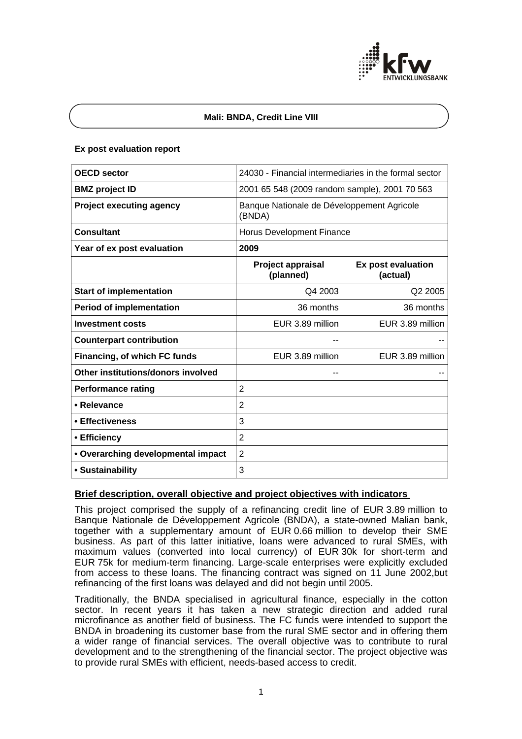# Mali: BNDA, Credit Line VIII

**Ex post evaluation report**

| **OECD sector** | 24030 - Financial intermediaries in the formal sector | |
|---|---|---|
| **BMZ project ID** | 2001 65 548 (2009 random sample), 2001 70 563 | |
| **Project executing agency** | Banque Nationale de Développement Agricole (BNDA) | |
| **Consultant** | Horus Development Finance | |
| **Year of ex post evaluation** | **2009** | |
| | **Project appraisal (planned)** | **Ex post evaluation (actual)** |
| **Start of implementation** | Q4 2003 | Q2 2005 |
| **Period of implementation** | 36 months | 36 months |
| **Investment costs** | EUR 3.89 million | EUR 3.89 million |
| **Counterpart contribution** | -- | -- |
| **Financing, of which FC funds** | EUR 3.89 million | EUR 3.89 million |
| **Other institutions/donors involved** | -- | -- |
| **Performance rating** | 2 | |
| **• Relevance** | 2 | |
| **• Effectiveness** | 3 | |
| **• Efficiency** | 2 | |
| **• Overarching developmental impact** | 2 | |
| **• Sustainability** | 3 | |

## Brief description, overall objective and project objectives with indicators

This project comprised the supply of a refinancing credit line of EUR 3.89 million to Banque Nationale de Développement Agricole (BNDA), a state-owned Malian bank, together with a supplementary amount of EUR 0.66 million to develop their SME business. As part of this latter initiative, loans were advanced to rural SMEs, with maximum values (converted into local currency) of EUR 30k for short-term and EUR 75k for medium-term financing. Large-scale enterprises were explicitly excluded from access to these loans. The financing contract was signed on 11 June 2002,but refinancing of the first loans was delayed and did not begin until 2005.

Traditionally, the BNDA specialised in agricultural finance, especially in the cotton sector. In recent years it has taken a new strategic direction and added rural microfinance as another field of business. The FC funds were intended to support the BNDA in broadening its customer base from the rural SME sector and in offering them a wider range of financial services. The overall objective was to contribute to rural development and to the strengthening of the financial sector. The project objective was to provide rural SMEs with efficient, needs-based access to credit.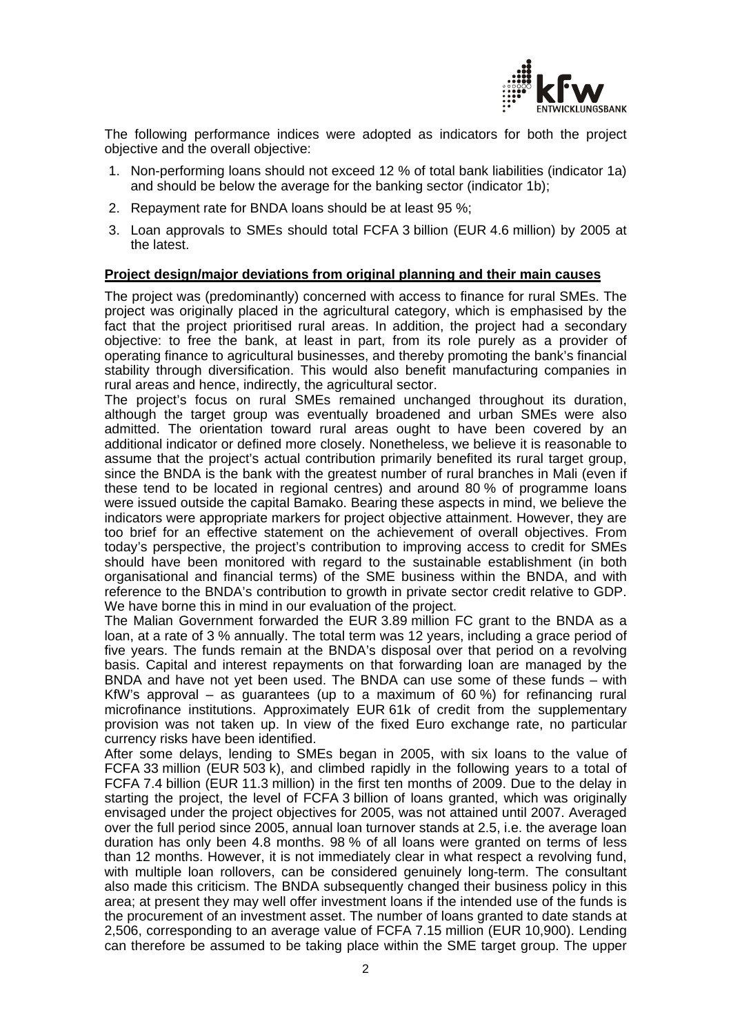The following performance indices were adopted as indicators for both the project objective and the overall objective:

1. Non-performing loans should not exceed 12 % of total bank liabilities (indicator 1a) and should be below the average for the banking sector (indicator 1b);
2. Repayment rate for BNDA loans should be at least 95 %;
3. Loan approvals to SMEs should total FCFA 3 billion (EUR 4.6 million) by 2005 at the latest.

**Project design/major deviations from original planning and their main causes**

The project was (predominantly) concerned with access to finance for rural SMEs. The project was originally placed in the agricultural category, which is emphasised by the fact that the project prioritised rural areas. In addition, the project had a secondary objective: to free the bank, at least in part, from its role purely as a provider of operating finance to agricultural businesses, and thereby promoting the bank's financial stability through diversification. This would also benefit manufacturing companies in rural areas and hence, indirectly, the agricultural sector.

The project's focus on rural SMEs remained unchanged throughout its duration, although the target group was eventually broadened and urban SMEs were also admitted. The orientation toward rural areas ought to have been covered by an additional indicator or defined more closely. Nonetheless, we believe it is reasonable to assume that the project's actual contribution primarily benefited its rural target group, since the BNDA is the bank with the greatest number of rural branches in Mali (even if these tend to be located in regional centres) and around 80 % of programme loans were issued outside the capital Bamako. Bearing these aspects in mind, we believe the indicators were appropriate markers for project objective attainment. However, they are too brief for an effective statement on the achievement of overall objectives. From today's perspective, the project's contribution to improving access to credit for SMEs should have been monitored with regard to the sustainable establishment (in both organisational and financial terms) of the SME business within the BNDA, and with reference to the BNDA's contribution to growth in private sector credit relative to GDP. We have borne this in mind in our evaluation of the project.

The Malian Government forwarded the EUR 3.89 million FC grant to the BNDA as a loan, at a rate of 3 % annually. The total term was 12 years, including a grace period of five years. The funds remain at the BNDA's disposal over that period on a revolving basis. Capital and interest repayments on that forwarding loan are managed by the BNDA and have not yet been used. The BNDA can use some of these funds – with KfW's approval – as guarantees (up to a maximum of 60 %) for refinancing rural microfinance institutions. Approximately EUR 61k of credit from the supplementary provision was not taken up. In view of the fixed Euro exchange rate, no particular currency risks have been identified.

After some delays, lending to SMEs began in 2005, with six loans to the value of FCFA 33 million (EUR 503 k), and climbed rapidly in the following years to a total of FCFA 7.4 billion (EUR 11.3 million) in the first ten months of 2009. Due to the delay in starting the project, the level of FCFA 3 billion of loans granted, which was originally envisaged under the project objectives for 2005, was not attained until 2007. Averaged over the full period since 2005, annual loan turnover stands at 2.5, i.e. the average loan duration has only been 4.8 months. 98 % of all loans were granted on terms of less than 12 months. However, it is not immediately clear in what respect a revolving fund, with multiple loan rollovers, can be considered genuinely long-term. The consultant also made this criticism. The BNDA subsequently changed their business policy in this area; at present they may well offer investment loans if the intended use of the funds is the procurement of an investment asset. The number of loans granted to date stands at 2,506, corresponding to an average value of FCFA 7.15 million (EUR 10,900). Lending can therefore be assumed to be taking place within the SME target group. The upper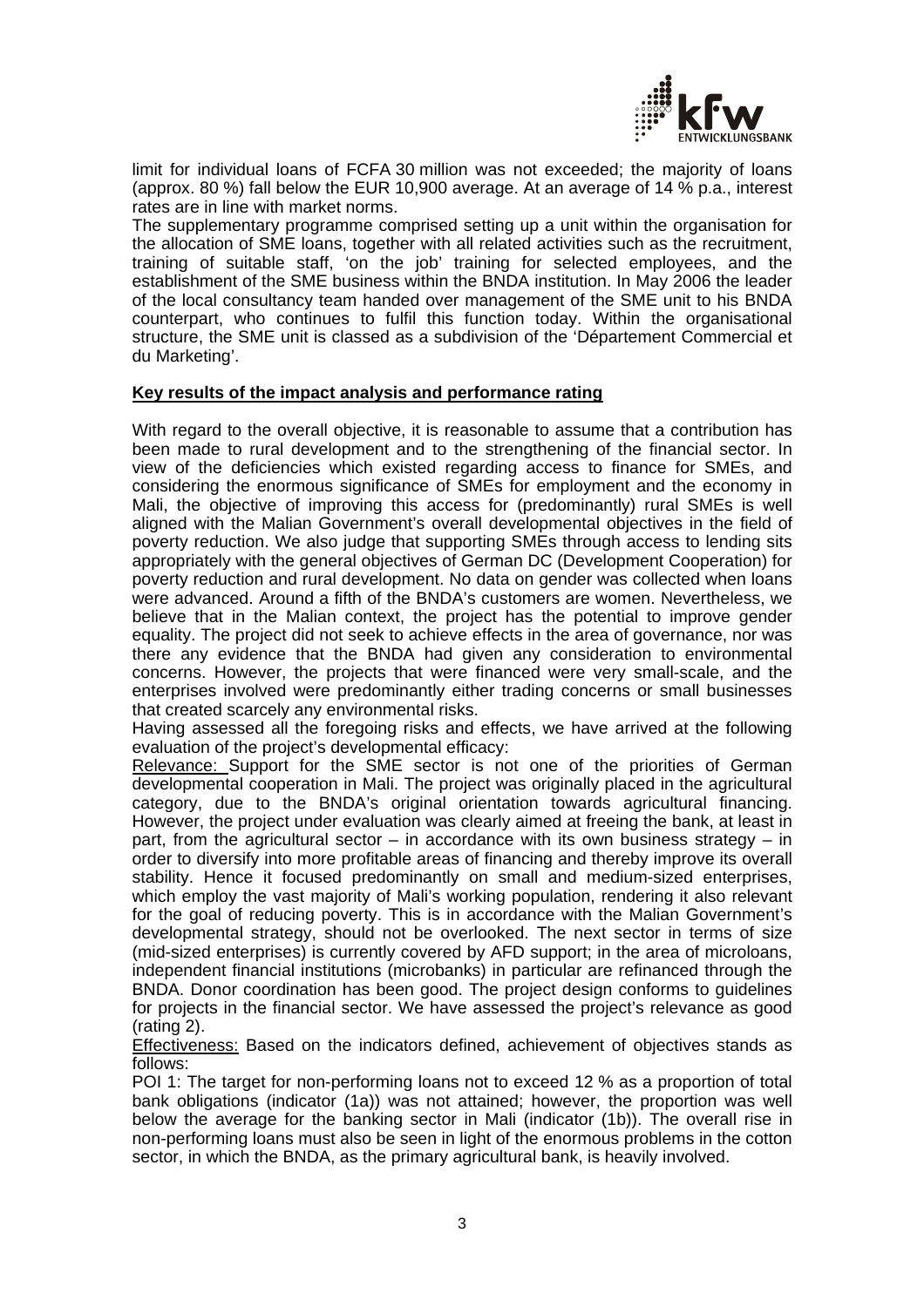limit for individual loans of FCFA 30 million was not exceeded; the majority of loans (approx. 80 %) fall below the EUR 10,900 average. At an average of 14 % p.a., interest rates are in line with market norms.

The supplementary programme comprised setting up a unit within the organisation for the allocation of SME loans, together with all related activities such as the recruitment, training of suitable staff, 'on the job' training for selected employees, and the establishment of the SME business within the BNDA institution. In May 2006 the leader of the local consultancy team handed over management of the SME unit to his BNDA counterpart, who continues to fulfil this function today. Within the organisational structure, the SME unit is classed as a subdivision of the 'Département Commercial et du Marketing'.

## Key results of the impact analysis and performance rating

With regard to the overall objective, it is reasonable to assume that a contribution has been made to rural development and to the strengthening of the financial sector. In view of the deficiencies which existed regarding access to finance for SMEs, and considering the enormous significance of SMEs for employment and the economy in Mali, the objective of improving this access for (predominantly) rural SMEs is well aligned with the Malian Government's overall developmental objectives in the field of poverty reduction. We also judge that supporting SMEs through access to lending sits appropriately with the general objectives of German DC (Development Cooperation) for poverty reduction and rural development. No data on gender was collected when loans were advanced. Around a fifth of the BNDA's customers are women. Nevertheless, we believe that in the Malian context, the project has the potential to improve gender equality. The project did not seek to achieve effects in the area of governance, nor was there any evidence that the BNDA had given any consideration to environmental concerns. However, the projects that were financed were very small-scale, and the enterprises involved were predominantly either trading concerns or small businesses that created scarcely any environmental risks.

Having assessed all the foregoing risks and effects, we have arrived at the following evaluation of the project's developmental efficacy:

Relevance: Support for the SME sector is not one of the priorities of German developmental cooperation in Mali. The project was originally placed in the agricultural category, due to the BNDA's original orientation towards agricultural financing. However, the project under evaluation was clearly aimed at freeing the bank, at least in part, from the agricultural sector – in accordance with its own business strategy – in order to diversify into more profitable areas of financing and thereby improve its overall stability. Hence it focused predominantly on small and medium-sized enterprises, which employ the vast majority of Mali's working population, rendering it also relevant for the goal of reducing poverty. This is in accordance with the Malian Government's developmental strategy, should not be overlooked. The next sector in terms of size (mid-sized enterprises) is currently covered by AFD support; in the area of microloans, independent financial institutions (microbanks) in particular are refinanced through the BNDA. Donor coordination has been good. The project design conforms to guidelines for projects in the financial sector. We have assessed the project's relevance as good (rating 2).

Effectiveness: Based on the indicators defined, achievement of objectives stands as follows:

POI 1: The target for non-performing loans not to exceed 12 % as a proportion of total bank obligations (indicator (1a)) was not attained; however, the proportion was well below the average for the banking sector in Mali (indicator (1b)). The overall rise in non-performing loans must also be seen in light of the enormous problems in the cotton sector, in which the BNDA, as the primary agricultural bank, is heavily involved.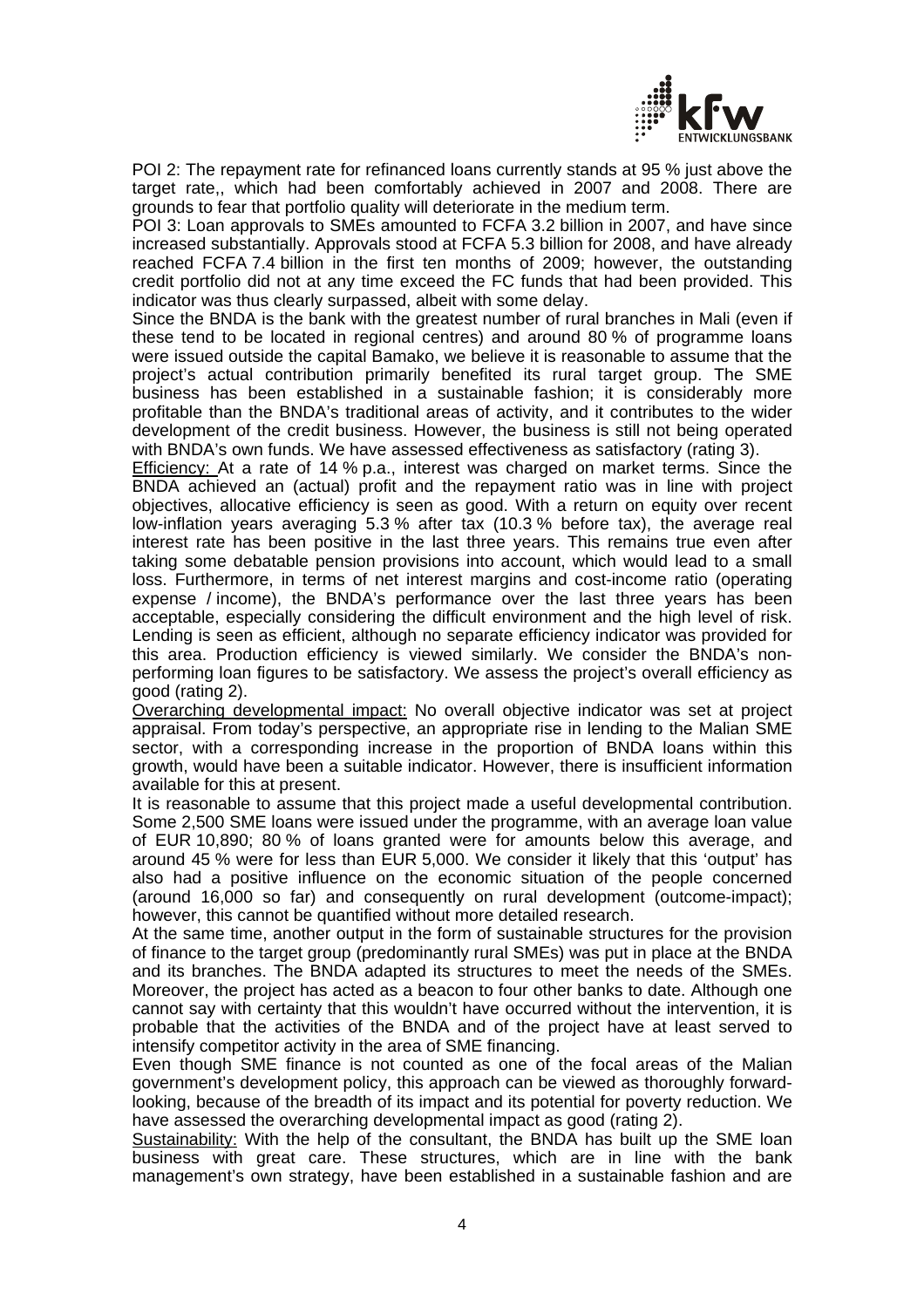POI 2: The repayment rate for refinanced loans currently stands at 95 % just above the target rate,, which had been comfortably achieved in 2007 and 2008. There are grounds to fear that portfolio quality will deteriorate in the medium term.

POI 3: Loan approvals to SMEs amounted to FCFA 3.2 billion in 2007, and have since increased substantially. Approvals stood at FCFA 5.3 billion for 2008, and have already reached FCFA 7.4 billion in the first ten months of 2009; however, the outstanding credit portfolio did not at any time exceed the FC funds that had been provided. This indicator was thus clearly surpassed, albeit with some delay.

Since the BNDA is the bank with the greatest number of rural branches in Mali (even if these tend to be located in regional centres) and around 80 % of programme loans were issued outside the capital Bamako, we believe it is reasonable to assume that the project's actual contribution primarily benefited its rural target group. The SME business has been established in a sustainable fashion; it is considerably more profitable than the BNDA's traditional areas of activity, and it contributes to the wider development of the credit business. However, the business is still not being operated with BNDA's own funds. We have assessed effectiveness as satisfactory (rating 3).

Efficiency: At a rate of 14 % p.a., interest was charged on market terms. Since the BNDA achieved an (actual) profit and the repayment ratio was in line with project objectives, allocative efficiency is seen as good. With a return on equity over recent low-inflation years averaging 5.3 % after tax (10.3 % before tax), the average real interest rate has been positive in the last three years. This remains true even after taking some debatable pension provisions into account, which would lead to a small loss. Furthermore, in terms of net interest margins and cost-income ratio (operating expense / income), the BNDA's performance over the last three years has been acceptable, especially considering the difficult environment and the high level of risk. Lending is seen as efficient, although no separate efficiency indicator was provided for this area. Production efficiency is viewed similarly. We consider the BNDA's non-performing loan figures to be satisfactory. We assess the project's overall efficiency as good (rating 2).

Overarching developmental impact: No overall objective indicator was set at project appraisal. From today's perspective, an appropriate rise in lending to the Malian SME sector, with a corresponding increase in the proportion of BNDA loans within this growth, would have been a suitable indicator. However, there is insufficient information available for this at present.

It is reasonable to assume that this project made a useful developmental contribution. Some 2,500 SME loans were issued under the programme, with an average loan value of EUR 10,890; 80 % of loans granted were for amounts below this average, and around 45 % were for less than EUR 5,000. We consider it likely that this 'output' has also had a positive influence on the economic situation of the people concerned (around 16,000 so far) and consequently on rural development (outcome-impact); however, this cannot be quantified without more detailed research.

At the same time, another output in the form of sustainable structures for the provision of finance to the target group (predominantly rural SMEs) was put in place at the BNDA and its branches. The BNDA adapted its structures to meet the needs of the SMEs. Moreover, the project has acted as a beacon to four other banks to date. Although one cannot say with certainty that this wouldn't have occurred without the intervention, it is probable that the activities of the BNDA and of the project have at least served to intensify competitor activity in the area of SME financing.

Even though SME finance is not counted as one of the focal areas of the Malian government's development policy, this approach can be viewed as thoroughly forward-looking, because of the breadth of its impact and its potential for poverty reduction. We have assessed the overarching developmental impact as good (rating 2).

Sustainability: With the help of the consultant, the BNDA has built up the SME loan business with great care. These structures, which are in line with the bank management's own strategy, have been established in a sustainable fashion and are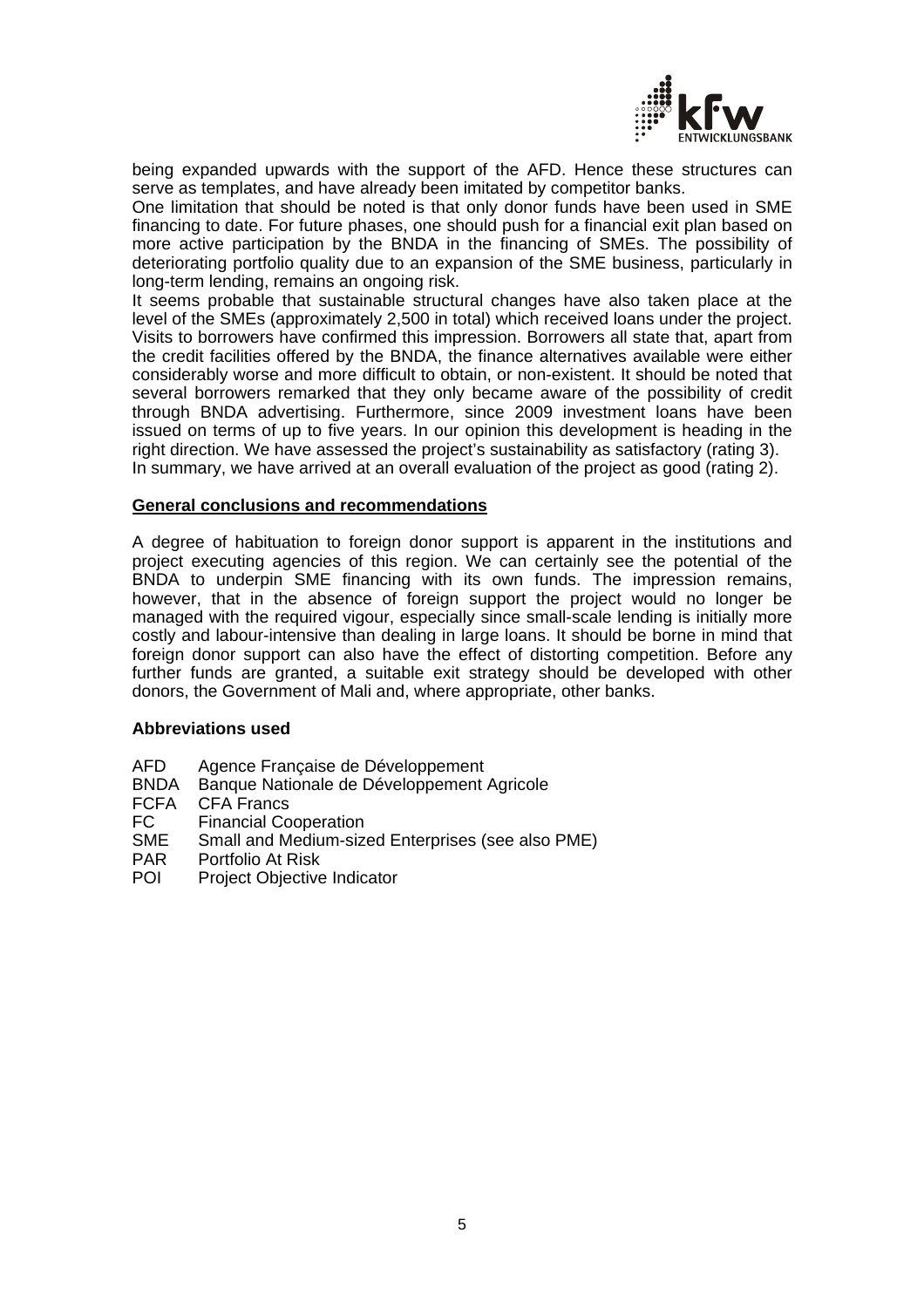being expanded upwards with the support of the AFD. Hence these structures can serve as templates, and have already been imitated by competitor banks.

One limitation that should be noted is that only donor funds have been used in SME financing to date. For future phases, one should push for a financial exit plan based on more active participation by the BNDA in the financing of SMEs. The possibility of deteriorating portfolio quality due to an expansion of the SME business, particularly in long-term lending, remains an ongoing risk.

It seems probable that sustainable structural changes have also taken place at the level of the SMEs (approximately 2,500 in total) which received loans under the project. Visits to borrowers have confirmed this impression. Borrowers all state that, apart from the credit facilities offered by the BNDA, the finance alternatives available were either considerably worse and more difficult to obtain, or non-existent. It should be noted that several borrowers remarked that they only became aware of the possibility of credit through BNDA advertising. Furthermore, since 2009 investment loans have been issued on terms of up to five years. In our opinion this development is heading in the right direction. We have assessed the project's sustainability as satisfactory (rating 3).

In summary, we have arrived at an overall evaluation of the project as good (rating 2).

## General conclusions and recommendations

A degree of habituation to foreign donor support is apparent in the institutions and project executing agencies of this region. We can certainly see the potential of the BNDA to underpin SME financing with its own funds. The impression remains, however, that in the absence of foreign support the project would no longer be managed with the required vigour, especially since small-scale lending is initially more costly and labour-intensive than dealing in large loans. It should be borne in mind that foreign donor support can also have the effect of distorting competition. Before any further funds are granted, a suitable exit strategy should be developed with other donors, the Government of Mali and, where appropriate, other banks.

### Abbreviations used

| | |
|---|---|
| AFD | Agence Française de Développement |
| BNDA | Banque Nationale de Développement Agricole |
| FCFA | CFA Francs |
| FC | Financial Cooperation |
| SME | Small and Medium-sized Enterprises (see also PME) |
| PAR | Portfolio At Risk |
| POI | Project Objective Indicator |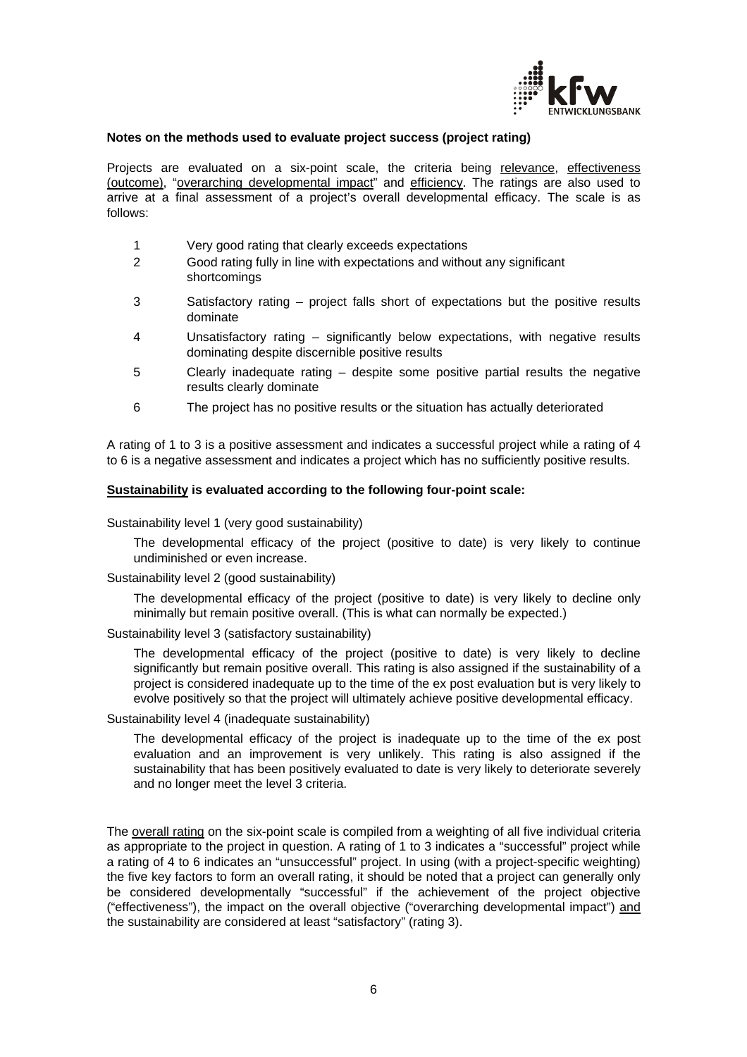**Notes on the methods used to evaluate project success (project rating)**

Projects are evaluated on a six-point scale, the criteria being relevance, effectiveness (outcome), "overarching developmental impact" and efficiency. The ratings are also used to arrive at a final assessment of a project's overall developmental efficacy. The scale is as follows:

1 Very good rating that clearly exceeds expectations

2 Good rating fully in line with expectations and without any significant shortcomings

3 Satisfactory rating – project falls short of expectations but the positive results dominate

4 Unsatisfactory rating – significantly below expectations, with negative results dominating despite discernible positive results

5 Clearly inadequate rating – despite some positive partial results the negative results clearly dominate

6 The project has no positive results or the situation has actually deteriorated

A rating of 1 to 3 is a positive assessment and indicates a successful project while a rating of 4 to 6 is a negative assessment and indicates a project which has no sufficiently positive results.

**Sustainability is evaluated according to the following four-point scale:**

Sustainability level 1 (very good sustainability)

The developmental efficacy of the project (positive to date) is very likely to continue undiminished or even increase.

Sustainability level 2 (good sustainability)

The developmental efficacy of the project (positive to date) is very likely to decline only minimally but remain positive overall. (This is what can normally be expected.)

Sustainability level 3 (satisfactory sustainability)

The developmental efficacy of the project (positive to date) is very likely to decline significantly but remain positive overall. This rating is also assigned if the sustainability of a project is considered inadequate up to the time of the ex post evaluation but is very likely to evolve positively so that the project will ultimately achieve positive developmental efficacy.

Sustainability level 4 (inadequate sustainability)

The developmental efficacy of the project is inadequate up to the time of the ex post evaluation and an improvement is very unlikely. This rating is also assigned if the sustainability that has been positively evaluated to date is very likely to deteriorate severely and no longer meet the level 3 criteria.

The overall rating on the six-point scale is compiled from a weighting of all five individual criteria as appropriate to the project in question. A rating of 1 to 3 indicates a "successful" project while a rating of 4 to 6 indicates an "unsuccessful" project. In using (with a project-specific weighting) the five key factors to form an overall rating, it should be noted that a project can generally only be considered developmentally "successful" if the achievement of the project objective ("effectiveness"), the impact on the overall objective ("overarching developmental impact") and the sustainability are considered at least "satisfactory" (rating 3).